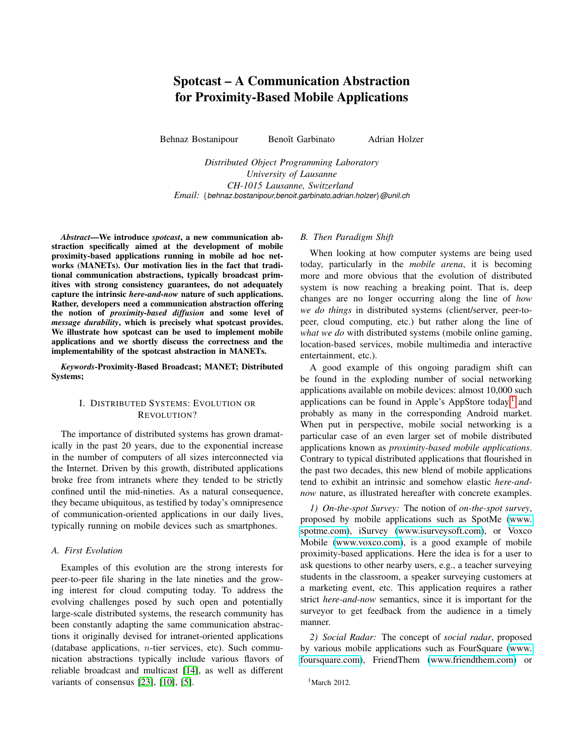# Spotcast – A Communication Abstraction for Proximity-Based Mobile Applications

Behnaz Bostanipour Benoît Garbinato Adrian Holzer

*Distributed Object Programming Laboratory*
*University of Lausanne*
*CH-1015 Lausanne, Switzerland*
*Email: {behnaz.bostanipour,benoit.garbinato,adrian.holzer}@unil.ch*

***Abstract*—We introduce *spotcast*, a new communication abstraction specifically aimed at the development of mobile proximity-based applications running in mobile ad hoc networks (MANETs). Our motivation lies in the fact that traditional communication abstractions, typically broadcast primitives with strong consistency guarantees, do not adequately capture the intrinsic *here-and-now* nature of such applications. Rather, developers need a communication abstraction offering the notion of *proximity-based diffusion* and some level of *message durability*, which is precisely what spotcast provides. We illustrate how spotcast can be used to implement mobile applications and we shortly discuss the correctness and the implementability of the spotcast abstraction in MANETs.**

***Keywords*-Proximity-Based Broadcast; MANET; Distributed Systems;**

## I. Distributed Systems: Evolution or Revolution?

The importance of distributed systems has grown dramatically in the past 20 years, due to the exponential increase in the number of computers of all sizes interconnected via the Internet. Driven by this growth, distributed applications broke free from intranets where they tended to be strictly confined until the mid-nineties. As a natural consequence, they became ubiquitous, as testified by today's omnipresence of communication-oriented applications in our daily lives, typically running on mobile devices such as smartphones.

### A. First Evolution

Examples of this evolution are the strong interests for peer-to-peer file sharing in the late nineties and the growing interest for cloud computing today. To address the evolving challenges posed by such open and potentially large-scale distributed systems, the research community has been constantly adapting the same communication abstractions it originally devised for intranet-oriented applications (database applications, $n$-tier services, etc). Such communication abstractions typically include various flavors of reliable broadcast and multicast [14], as well as different variants of consensus [23], [10], [5].

### B. Then Paradigm Shift

When looking at how computer systems are being used today, particularly in the *mobile arena*, it is becoming more and more obvious that the evolution of distributed system is now reaching a breaking point. That is, deep changes are no longer occurring along the line of *how we do things* in distributed systems (client/server, peer-to-peer, cloud computing, etc.) but rather along the line of *what we do* with distributed systems (mobile online gaming, location-based services, mobile multimedia and interactive entertainment, etc.).

A good example of this ongoing paradigm shift can be found in the exploding number of social networking applications available on mobile devices: almost 10,000 such applications can be found in Apple's AppStore today[1] and probably as many in the corresponding Android market. When put in perspective, mobile social networking is a particular case of an even larger set of mobile distributed applications known as *proximity-based mobile applications*. Contrary to typical distributed applications that flourished in the past two decades, this new blend of mobile applications tend to exhibit an intrinsic and somehow elastic *here-and-now* nature, as illustrated hereafter with concrete examples.

*1) On-the-spot Survey:* The notion of *on-the-spot survey*, proposed by mobile applications such as SpotMe (www.spotme.com), iSurvey (www.isurveysoft.com), or Voxco Mobile (www.voxco.com), is a good example of mobile proximity-based applications. Here the idea is for a user to ask questions to other nearby users, e.g., a teacher surveying students in the classroom, a speaker surveying customers at a marketing event, etc. This application requires a rather strict *here-and-now* semantics, since it is important for the surveyor to get feedback from the audience in a timely manner.

*2) Social Radar:* The concept of *social radar*, proposed by various mobile applications such as FourSquare (www.foursquare.com), FriendThem (www.friendthem.com) or

[1] March 2012.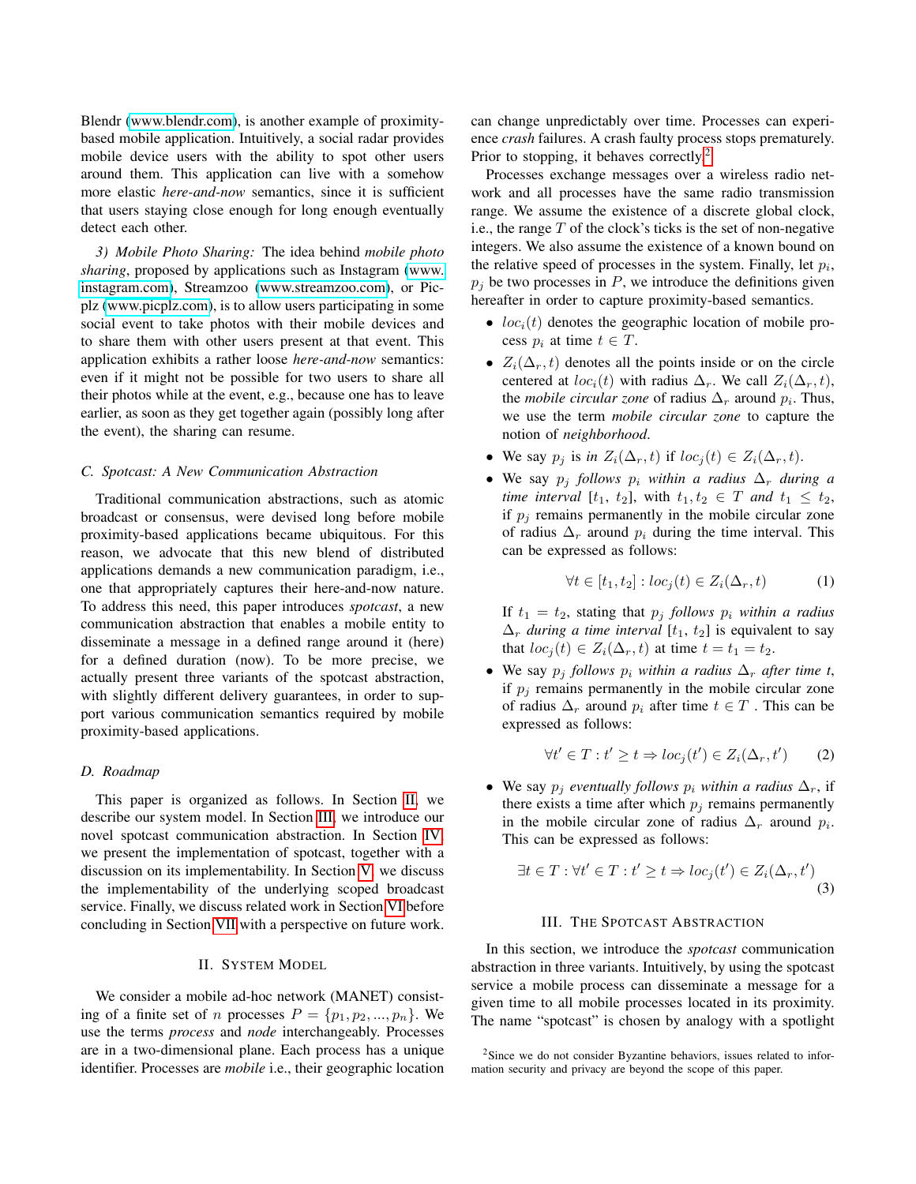Blendr (www.blendr.com), is another example of proximity-based mobile application. Intuitively, a social radar provides mobile device users with the ability to spot other users around them. This application can live with a somehow more elastic *here-and-now* semantics, since it is sufficient that users staying close enough for long enough eventually detect each other.

*3) Mobile Photo Sharing:* The idea behind *mobile photo sharing*, proposed by applications such as Instagram (www.instagram.com), Streamzoo (www.streamzoo.com), or Picplz (www.picplz.com), is to allow users participating in some social event to take photos with their mobile devices and to share them with other users present at that event. This application exhibits a rather loose *here-and-now* semantics: even if it might not be possible for two users to share all their photos while at the event, e.g., because one has to leave earlier, as soon as they get together again (possibly long after the event), the sharing can resume.

### C. Spotcast: A New Communication Abstraction

Traditional communication abstractions, such as atomic broadcast or consensus, were devised long before mobile proximity-based applications became ubiquitous. For this reason, we advocate that this new blend of distributed applications demands a new communication paradigm, i.e., one that appropriately captures their here-and-now nature. To address this need, this paper introduces *spotcast*, a new communication abstraction that enables a mobile entity to disseminate a message in a defined range around it (here) for a defined duration (now). To be more precise, we actually present three variants of the spotcast abstraction, with slightly different delivery guarantees, in order to support various communication semantics required by mobile proximity-based applications.

### D. Roadmap

This paper is organized as follows. In Section II, we describe our system model. In Section III, we introduce our novel spotcast communication abstraction. In Section IV, we present the implementation of spotcast, together with a discussion on its implementability. In Section V, we discuss the implementability of the underlying scoped broadcast service. Finally, we discuss related work in Section VI before concluding in Section VII with a perspective on future work.

## II. System Model

We consider a mobile ad-hoc network (MANET) consisting of a finite set of $n$ processes $P = \{p_1, p_2, ..., p_n\}$. We use the terms *process* and *node* interchangeably. Processes are in a two-dimensional plane. Each process has a unique identifier. Processes are *mobile* i.e., their geographic location can change unpredictably over time. Processes can experience *crash* failures. A crash faulty process stops prematurely. Prior to stopping, it behaves correctly.[2]

Processes exchange messages over a wireless radio network and all processes have the same radio transmission range. We assume the existence of a discrete global clock, i.e., the range $T$ of the clock's ticks is the set of non-negative integers. We also assume the existence of a known bound on the relative speed of processes in the system. Finally, let $p_i$, $p_j$ be two processes in $P$, we introduce the definitions given hereafter in order to capture proximity-based semantics.

- $loc_i(t)$ denotes the geographic location of mobile process $p_i$ at time $t \in T$.
- $Z_i(\Delta_r, t)$ denotes all the points inside or on the circle centered at $loc_i(t)$ with radius $\Delta_r$. We call $Z_i(\Delta_r, t)$, the *mobile circular zone* of radius $\Delta_r$ around $p_i$. Thus, we use the term *mobile circular zone* to capture the notion of *neighborhood*.
- We say $p_j$ is *in* $Z_i(\Delta_r, t)$ if $loc_j(t) \in Z_i(\Delta_r, t)$.
- We say $p_j$ *follows* $p_i$ *within a radius* $\Delta_r$ *during a time interval* $[t_1, t_2]$, with $t_1, t_2 \in T$ *and* $t_1 \leq t_2$, if $p_j$ remains permanently in the mobile circular zone of radius $\Delta_r$ around $p_i$ during the time interval. This can be expressed as follows:

$$\forall t \in [t_1, t_2] : loc_j(t) \in Z_i(\Delta_r, t) \tag{1}$$

  If $t_1 = t_2$, stating that $p_j$ *follows* $p_i$ *within a radius* $\Delta_r$ *during a time interval* $[t_1, t_2]$ is equivalent to say that $loc_j(t) \in Z_i(\Delta_r, t)$ at time $t = t_1 = t_2$.
- We say $p_j$ *follows* $p_i$ *within a radius* $\Delta_r$ *after time* $t$, if $p_j$ remains permanently in the mobile circular zone of radius $\Delta_r$ around $p_i$ after time $t \in T$ . This can be expressed as follows:

$$\forall t' \in T : t' \geq t \Rightarrow loc_j(t') \in Z_i(\Delta_r, t') \tag{2}$$

- We say $p_j$ *eventually follows* $p_i$ *within a radius* $\Delta_r$, if there exists a time after which $p_j$ remains permanently in the mobile circular zone of radius $\Delta_r$ around $p_i$. This can be expressed as follows:

$$\exists t \in T : \forall t' \in T : t' \geq t \Rightarrow loc_j(t') \in Z_i(\Delta_r, t') \tag{3}$$

## III. The Spotcast Abstraction

In this section, we introduce the *spotcast* communication abstraction in three variants. Intuitively, by using the spotcast service a mobile process can disseminate a message for a given time to all mobile processes located in its proximity. The name "spotcast" is chosen by analogy with a spotlight

[2] Since we do not consider Byzantine behaviors, issues related to information security and privacy are beyond the scope of this paper.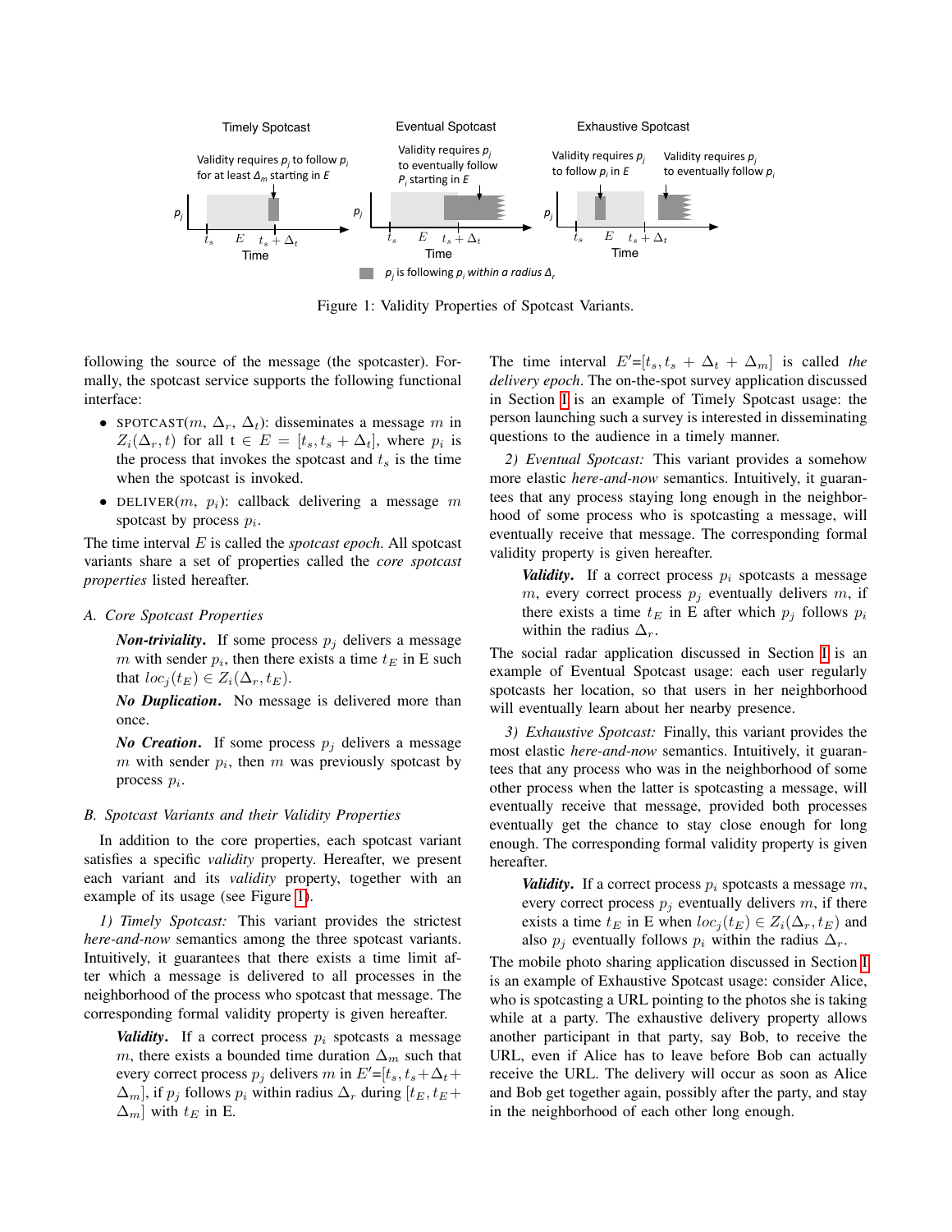Figure 1: Validity Properties of Spotcast Variants.

following the source of the message (the spotcaster). Formally, the spotcast service supports the following functional interface:

- SPOTCAST($m$, $\Delta_r$, $\Delta_t$): disseminates a message $m$ in $Z_i(\Delta_r, t)$ for all t $\in E = [t_s, t_s + \Delta_t]$, where $p_i$ is the process that invokes the spotcast and $t_s$ is the time when the spotcast is invoked.
- DELIVER($m$, $p_i$): callback delivering a message $m$ spotcast by process $p_i$.

The time interval $E$ is called the *spotcast epoch*. All spotcast variants share a set of properties called the *core spotcast properties* listed hereafter.

### A. Core Spotcast Properties

***Non-triviality***. If some process $p_j$ delivers a message $m$ with sender $p_i$, then there exists a time $t_E$ in E such that $loc_j(t_E) \in Z_i(\Delta_r, t_E)$.

***No Duplication***. No message is delivered more than once.

***No Creation***. If some process $p_j$ delivers a message $m$ with sender $p_i$, then $m$ was previously spotcast by process $p_i$.

### B. Spotcast Variants and their Validity Properties

In addition to the core properties, each spotcast variant satisfies a specific *validity* property. Hereafter, we present each variant and its *validity* property, together with an example of its usage (see Figure 1).

*1) Timely Spotcast:* This variant provides the strictest *here-and-now* semantics among the three spotcast variants. Intuitively, it guarantees that there exists a time limit after which a message is delivered to all processes in the neighborhood of the process who spotcast that message. The corresponding formal validity property is given hereafter.

***Validity***. If a correct process $p_i$ spotcasts a message $m$, there exists a bounded time duration $\Delta_m$ such that every correct process $p_j$ delivers $m$ in $E'$=$[t_s, t_s+\Delta_t+\Delta_m]$, if $p_j$ follows $p_i$ within radius $\Delta_r$ during $[t_E, t_E+\Delta_m]$ with $t_E$ in E.

The time interval $E'$=$[t_s, t_s + \Delta_t + \Delta_m]$ is called *the delivery epoch*. The on-the-spot survey application discussed in Section I is an example of Timely Spotcast usage: the person launching such a survey is interested in disseminating questions to the audience in a timely manner.

*2) Eventual Spotcast:* This variant provides a somehow more elastic *here-and-now* semantics. Intuitively, it guarantees that any process staying long enough in the neighborhood of some process who is spotcasting a message, will eventually receive that message. The corresponding formal validity property is given hereafter.

***Validity***. If a correct process $p_i$ spotcasts a message $m$, every correct process $p_j$ eventually delivers $m$, if there exists a time $t_E$ in E after which $p_j$ follows $p_i$ within the radius $\Delta_r$.

The social radar application discussed in Section I is an example of Eventual Spotcast usage: each user regularly spotcasts her location, so that users in her neighborhood will eventually learn about her nearby presence.

*3) Exhaustive Spotcast:* Finally, this variant provides the most elastic *here-and-now* semantics. Intuitively, it guarantees that any process who was in the neighborhood of some other process when the latter is spotcasting a message, will eventually receive that message, provided both processes eventually get the chance to stay close enough for long enough. The corresponding formal validity property is given hereafter.

***Validity***. If a correct process $p_i$ spotcasts a message $m$, every correct process $p_j$ eventually delivers $m$, if there exists a time $t_E$ in E when $loc_j(t_E) \in Z_i(\Delta_r, t_E)$ and also $p_j$ eventually follows $p_i$ within the radius $\Delta_r$.

The mobile photo sharing application discussed in Section I is an example of Exhaustive Spotcast usage: consider Alice, who is spotcasting a URL pointing to the photos she is taking while at a party. The exhaustive delivery property allows another participant in that party, say Bob, to receive the URL, even if Alice has to leave before Bob can actually receive the URL. The delivery will occur as soon as Alice and Bob get together again, possibly after the party, and stay in the neighborhood of each other long enough.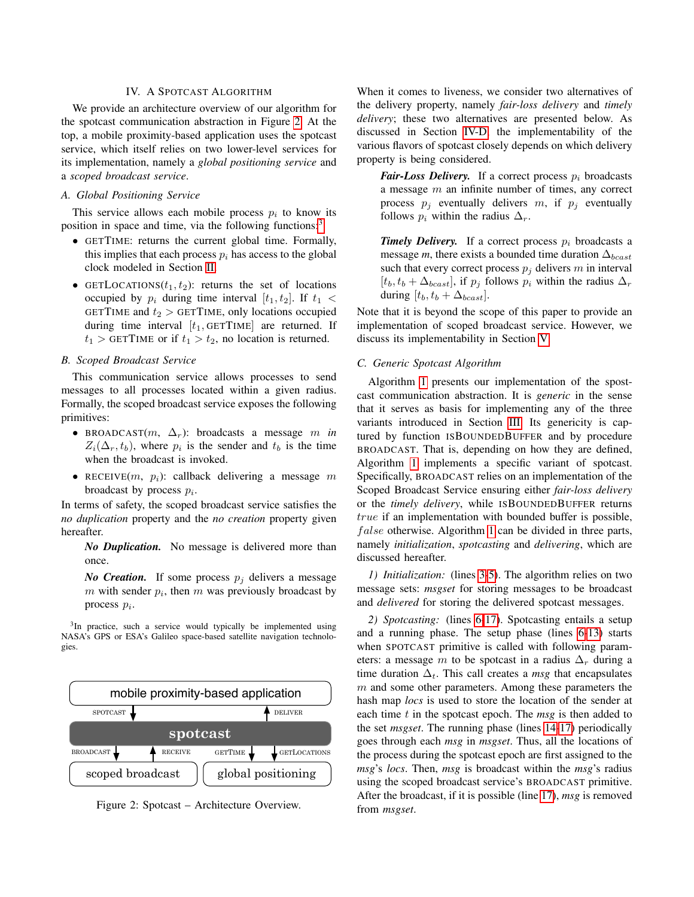## IV. A Spotcast Algorithm

We provide an architecture overview of our algorithm for the spotcast communication abstraction in Figure 2. At the top, a mobile proximity-based application uses the spotcast service, which itself relies on two lower-level services for its implementation, namely a *global positioning service* and a *scoped broadcast service*.

### A. Global Positioning Service

This service allows each mobile process $p_i$ to know its position in space and time, via the following functions:[3]

- GETTIME: returns the current global time. Formally, this implies that each process $p_i$ has access to the global clock modeled in Section II.
- GETLOCATIONS$(t_1, t_2)$: returns the set of locations occupied by $p_i$ during time interval $[t_1, t_2]$. If $t_1 <$ GETTIME and $t_2 >$ GETTIME, only locations occupied during time interval $[t_1,$ GETTIME$]$ are returned. If $t_1 >$ GETTIME or if $t_1 > t_2$, no location is returned.

### B. Scoped Broadcast Service

This communication service allows processes to send messages to all processes located within a given radius. Formally, the scoped broadcast service exposes the following primitives:

- BROADCAST$(m,\ \Delta_r)$: broadcasts a message $m$ *in* $Z_i(\Delta_r, t_b)$, where $p_i$ is the sender and $t_b$ is the time when the broadcast is invoked.
- RECEIVE$(m,\ p_i)$: callback delivering a message $m$ broadcast by process $p_i$.

In terms of safety, the scoped broadcast service satisfies the *no duplication* property and the *no creation* property given hereafter.

> ***No Duplication.*** No message is delivered more than once.
>
> ***No Creation.*** If some process $p_j$ delivers a message $m$ with sender $p_i$, then $m$ was previously broadcast by process $p_i$.

[3] In practice, such a service would typically be implemented using NASA's GPS or ESA's Galileo space-based satellite navigation technologies.

| mobile proximity-based application | |
|---|---|
| SPOTCAST ↓ | ↑ DELIVER |
| **spotcast** | |
| BROADCAST ↓ ↑ RECEIVE | GETTIME ↓ ↓ GETLOCATIONS |
| scoped broadcast | global positioning |

Figure 2: Spotcast – Architecture Overview.

When it comes to liveness, we consider two alternatives of the delivery property, namely *fair-loss delivery* and *timely delivery*; these two alternatives are presented below. As discussed in Section IV-D, the implementability of the various flavors of spotcast closely depends on which delivery property is being considered.

> ***Fair-Loss Delivery.*** If a correct process $p_i$ broadcasts a message $m$ an infinite number of times, any correct process $p_j$ eventually delivers $m$, if $p_j$ eventually follows $p_i$ within the radius $\Delta_r$.
>
> ***Timely Delivery.*** If a correct process $p_i$ broadcasts a message *m*, there exists a bounded time duration $\Delta_{bcast}$ such that every correct process $p_j$ delivers $m$ in interval $[t_b, t_b + \Delta_{bcast}]$, if $p_j$ follows $p_i$ within the radius $\Delta_r$ during $[t_b, t_b + \Delta_{bcast}]$.

Note that it is beyond the scope of this paper to provide an implementation of scoped broadcast service. However, we discuss its implementability in Section V.

### C. Generic Spotcast Algorithm

Algorithm 1 presents our implementation of the spotcast communication abstraction. It is *generic* in the sense that it serves as basis for implementing any of the three variants introduced in Section III. Its genericity is captured by function ISBOUNDEDBUFFER and by procedure BROADCAST. That is, depending on how they are defined, Algorithm 1 implements a specific variant of spotcast. Specifically, BROADCAST relies on an implementation of the Scoped Broadcast Service ensuring either *fair-loss delivery* or the *timely delivery*, while ISBOUNDEDBUFFER returns $true$ if an implementation with bounded buffer is possible, $false$ otherwise. Algorithm 1 can be divided in three parts, namely *initialization*, *spotcasting* and *delivering*, which are discussed hereafter.

*1) Initialization:* (lines 3-5). The algorithm relies on two message sets: *msgset* for storing messages to be broadcast and *delivered* for storing the delivered spotcast messages.

*2) Spotcasting:* (lines 6-17). Spotcasting entails a setup and a running phase. The setup phase (lines 6-13) starts when SPOTCAST primitive is called with following parameters: a message $m$ to be spotcast in a radius $\Delta_r$ during a time duration $\Delta_t$. This call creates a *msg* that encapsulates $m$ and some other parameters. Among these parameters the hash map *locs* is used to store the location of the sender at each time $t$ in the spotcast epoch. The *msg* is then added to the set *msgset*. The running phase (lines 14-17) periodically goes through each *msg* in *msgset*. Thus, all the locations of the process during the spotcast epoch are first assigned to the *msg*'s *locs*. Then, *msg* is broadcast within the *msg*'s radius using the scoped broadcast service's BROADCAST primitive. After the broadcast, if it is possible (line 17), *msg* is removed from *msgset*.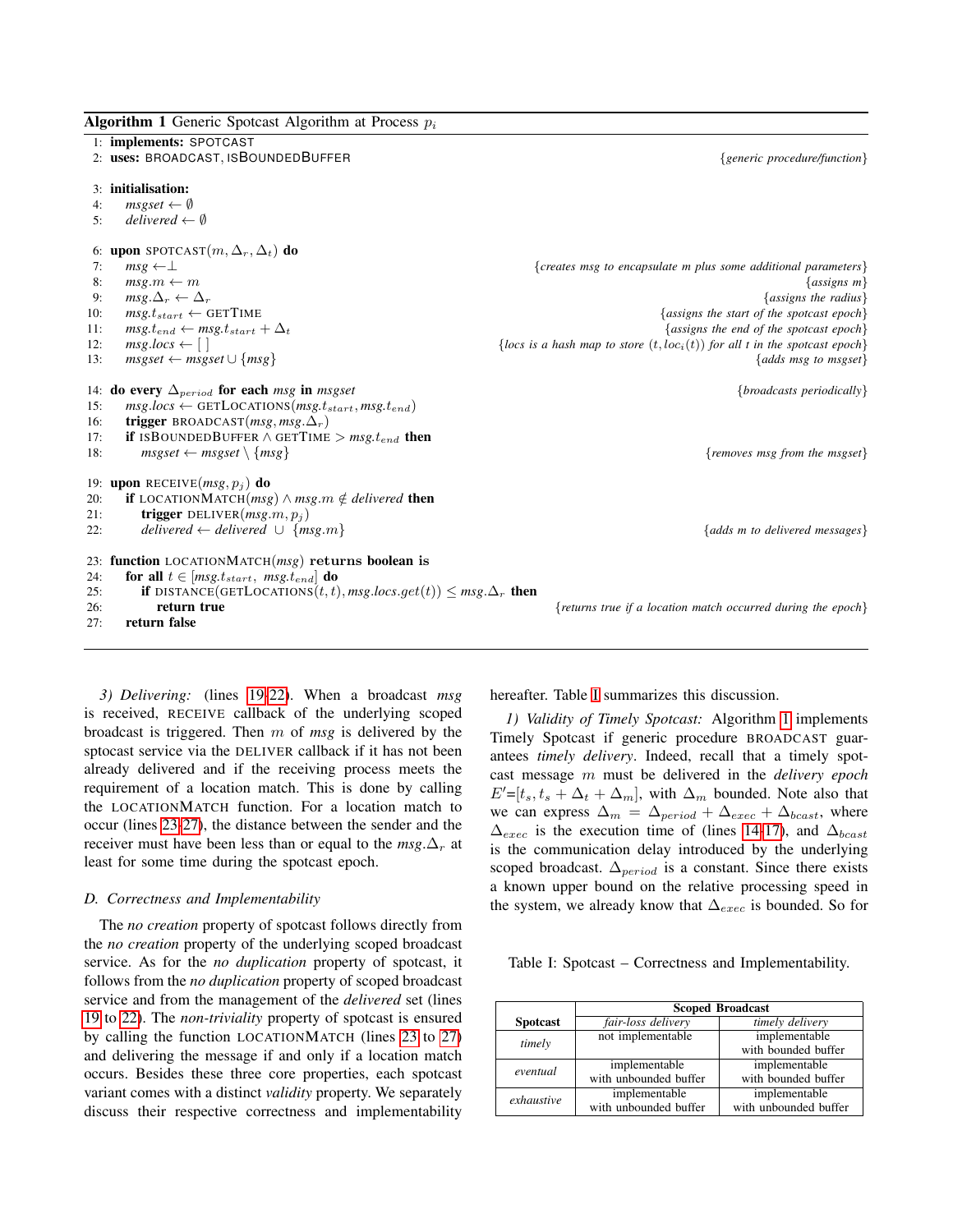**Algorithm 1** Generic Spotcast Algorithm at Process $p_i$

```
1:  implements: SPOTCAST
2:  uses: BROADCAST, ISBOUNDEDBUFFER                                   {generic procedure/function}

3:  initialisation:
4:      msgset ← ∅
5:      delivered ← ∅

6:  upon SPOTCAST(m, Δ_r, Δ_t) do
7:      msg ←⊥                              {creates msg to encapsulate m plus some additional parameters}
8:      msg.m ← m                                                                       {assigns m}
9:      msg.Δ_r ← Δ_r                                                            {assigns the radius}
10:     msg.t_start ← GETTIME                                          {assigns the start of the spotcast epoch}
11:     msg.t_end ← msg.t_start + Δ_t                                    {assigns the end of the spotcast epoch}
12:     msg.locs ← [ ]                    {locs is a hash map to store (t, loc_i(t)) for all t in the spotcast epoch}
13:     msgset ← msgset ∪ {msg}                                                      {adds msg to msgset}

14: do every Δ_period for each msg in msgset                                          {broadcasts periodically}
15:     msg.locs ← GETLOCATIONS(msg.t_start, msg.t_end)
16:     trigger BROADCAST(msg, msg.Δ_r)
17:     if ISBOUNDEDBUFFER ∧ GETTIME > msg.t_end then
18:         msgset ← msgset \ {msg}                                           {removes msg from the msgset}

19: upon RECEIVE(msg, p_j) do
20:     if LOCATIONMATCH(msg) ∧ msg.m ∉ delivered then
21:         trigger DELIVER(msg.m, p_j)
22:         delivered ← delivered ∪ {msg.m}                                   {adds m to delivered messages}

23: function LOCATIONMATCH(msg) returns boolean is
24:     for all t ∈ [msg.t_start, msg.t_end] do
25:         if DISTANCE(GETLOCATIONS(t, t), msg.locs.get(t)) ≤ msg.Δ_r then
26:             return true                         {returns true if a location match occurred during the epoch}
27:     return false
```

*3) Delivering:* (lines 19-22). When a broadcast *msg* is received, RECEIVE callback of the underlying scoped broadcast is triggered. Then $m$ of *msg* is delivered by the sptocast service via the DELIVER callback if it has not been already delivered and if the receiving process meets the requirement of a location match. This is done by calling the LOCATIONMATCH function. For a location match to occur (lines 23-27), the distance between the sender and the receiver must have been less than or equal to the *msg*.$\Delta_r$ at least for some time during the spotcast epoch.

### D. Correctness and Implementability

The *no creation* property of spotcast follows directly from the *no creation* property of the underlying scoped broadcast service. As for the *no duplication* property of spotcast, it follows from the *no duplication* property of scoped broadcast service and from the management of the *delivered* set (lines 19 to 22). The *non-triviality* property of spotcast is ensured by calling the function LOCATIONMATCH (lines 23 to 27) and delivering the message if and only if a location match occurs. Besides these three core properties, each spotcast variant comes with a distinct *validity* property. We separately discuss their respective correctness and implementability hereafter. Table I summarizes this discussion.

*1) Validity of Timely Spotcast:* Algorithm 1 implements Timely Spotcast if generic procedure BROADCAST guarantees *timely delivery*. Indeed, recall that a timely spotcast message $m$ must be delivered in the *delivery epoch* $E'$=$[t_s, t_s + \Delta_t + \Delta_m]$, with $\Delta_m$ bounded. Note also that we can express $\Delta_m = \Delta_{period} + \Delta_{exec} + \Delta_{bcast}$, where $\Delta_{exec}$ is the execution time of (lines 14-17), and $\Delta_{bcast}$ is the communication delay introduced by the underlying scoped broadcast. $\Delta_{period}$ is a constant. Since there exists a known upper bound on the relative processing speed in the system, we already know that $\Delta_{exec}$ is bounded. So for

Table I: Spotcast – Correctness and Implementability.

| Spotcast | Scoped Broadcast | |
|---|---|---|
| | *fair-loss delivery* | *timely delivery* |
| *timely* | not implementable | implementable with bounded buffer |
| *eventual* | implementable with unbounded buffer | implementable with bounded buffer |
| *exhaustive* | implementable with unbounded buffer | implementable with unbounded buffer |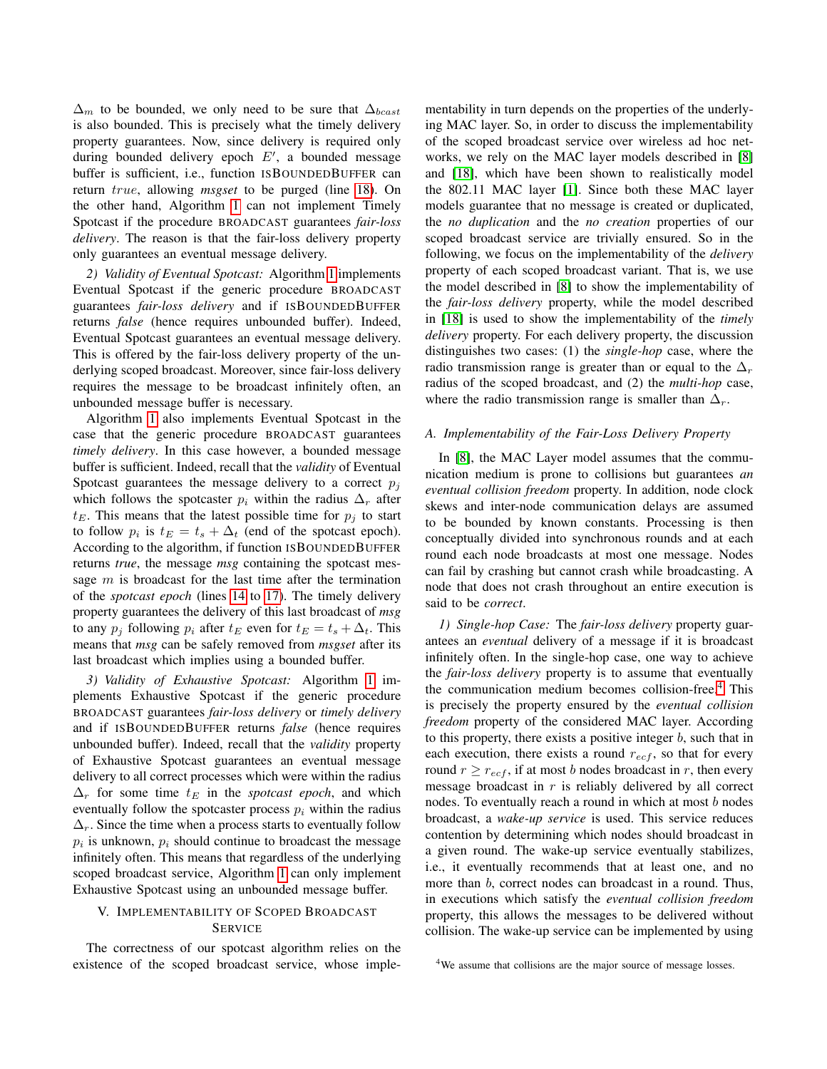$\Delta_m$ to be bounded, we only need to be sure that $\Delta_{bcast}$ is also bounded. This is precisely what the timely delivery property guarantees. Now, since delivery is required only during bounded delivery epoch $E'$, a bounded message buffer is sufficient, i.e., function ISBOUNDEDBUFFER can return $true$, allowing *msgset* to be purged (line 18). On the other hand, Algorithm 1 can not implement Timely Spotcast if the procedure BROADCAST guarantees *fair-loss delivery*. The reason is that the fair-loss delivery property only guarantees an eventual message delivery.

*2) Validity of Eventual Spotcast:* Algorithm 1 implements Eventual Spotcast if the generic procedure BROADCAST guarantees *fair-loss delivery* and if ISBOUNDEDBUFFER returns *false* (hence requires unbounded buffer). Indeed, Eventual Spotcast guarantees an eventual message delivery. This is offered by the fair-loss delivery property of the underlying scoped broadcast. Moreover, since fair-loss delivery requires the message to be broadcast infinitely often, an unbounded message buffer is necessary.

Algorithm 1 also implements Eventual Spotcast in the case that the generic procedure BROADCAST guarantees *timely delivery*. In this case however, a bounded message buffer is sufficient. Indeed, recall that the *validity* of Eventual Spotcast guarantees the message delivery to a correct $p_j$ which follows the spotcaster $p_i$ within the radius $\Delta_r$ after $t_E$. This means that the latest possible time for $p_j$ to start to follow $p_i$ is $t_E = t_s + \Delta_t$ (end of the spotcast epoch). According to the algorithm, if function ISBOUNDEDBUFFER returns *true*, the message *msg* containing the spotcast message $m$ is broadcast for the last time after the termination of the *spotcast epoch* (lines 14 to 17). The timely delivery property guarantees the delivery of this last broadcast of *msg* to any $p_j$ following $p_i$ after $t_E$ even for $t_E = t_s + \Delta_t$. This means that *msg* can be safely removed from *msgset* after its last broadcast which implies using a bounded buffer.

*3) Validity of Exhaustive Spotcast:* Algorithm 1 implements Exhaustive Spotcast if the generic procedure BROADCAST guarantees *fair-loss delivery* or *timely delivery* and if ISBOUNDEDBUFFER returns *false* (hence requires unbounded buffer). Indeed, recall that the *validity* property of Exhaustive Spotcast guarantees an eventual message delivery to all correct processes which were within the radius $\Delta_r$ for some time $t_E$ in the *spotcast epoch*, and which eventually follow the spotcaster process $p_i$ within the radius $\Delta_r$. Since the time when a process starts to eventually follow $p_i$ is unknown, $p_i$ should continue to broadcast the message infinitely often. This means that regardless of the underlying scoped broadcast service, Algorithm 1 can only implement Exhaustive Spotcast using an unbounded message buffer.

## V. IMPLEMENTABILITY OF SCOPED BROADCAST SERVICE

The correctness of our spotcast algorithm relies on the existence of the scoped broadcast service, whose implementability in turn depends on the properties of the underlying MAC layer. So, in order to discuss the implementability of the scoped broadcast service over wireless ad hoc networks, we rely on the MAC layer models described in [8] and [18], which have been shown to realistically model the 802.11 MAC layer [1]. Since both these MAC layer models guarantee that no message is created or duplicated, the *no duplication* and the *no creation* properties of our scoped broadcast service are trivially ensured. So in the following, we focus on the implementability of the *delivery* property of each scoped broadcast variant. That is, we use the model described in [8] to show the implementability of the *fair-loss delivery* property, while the model described in [18] is used to show the implementability of the *timely delivery* property. For each delivery property, the discussion distinguishes two cases: (1) the *single-hop* case, where the radio transmission range is greater than or equal to the $\Delta_r$ radius of the scoped broadcast, and (2) the *multi-hop* case, where the radio transmission range is smaller than $\Delta_r$.

### A. Implementability of the Fair-Loss Delivery Property

In [8], the MAC Layer model assumes that the communication medium is prone to collisions but guarantees *an eventual collision freedom* property. In addition, node clock skews and inter-node communication delays are assumed to be bounded by known constants. Processing is then conceptually divided into synchronous rounds and at each round each node broadcasts at most one message. Nodes can fail by crashing but cannot crash while broadcasting. A node that does not crash throughout an entire execution is said to be *correct*.

*1) Single-hop Case:* The *fair-loss delivery* property guarantees an *eventual* delivery of a message if it is broadcast infinitely often. In the single-hop case, one way to achieve the *fair-loss delivery* property is to assume that eventually the communication medium becomes collision-free.[4] This is precisely the property ensured by the *eventual collision freedom* property of the considered MAC layer. According to this property, there exists a positive integer $b$, such that in each execution, there exists a round $r_{ecf}$, so that for every round $r \geq r_{ecf}$, if at most $b$ nodes broadcast in $r$, then every message broadcast in $r$ is reliably delivered by all correct nodes. To eventually reach a round in which at most $b$ nodes broadcast, a *wake-up service* is used. This service reduces contention by determining which nodes should broadcast in a given round. The wake-up service eventually stabilizes, i.e., it eventually recommends that at least one, and no more than $b$, correct nodes can broadcast in a round. Thus, in executions which satisfy the *eventual collision freedom* property, this allows the messages to be delivered without collision. The wake-up service can be implemented by using

[4] We assume that collisions are the major source of message losses.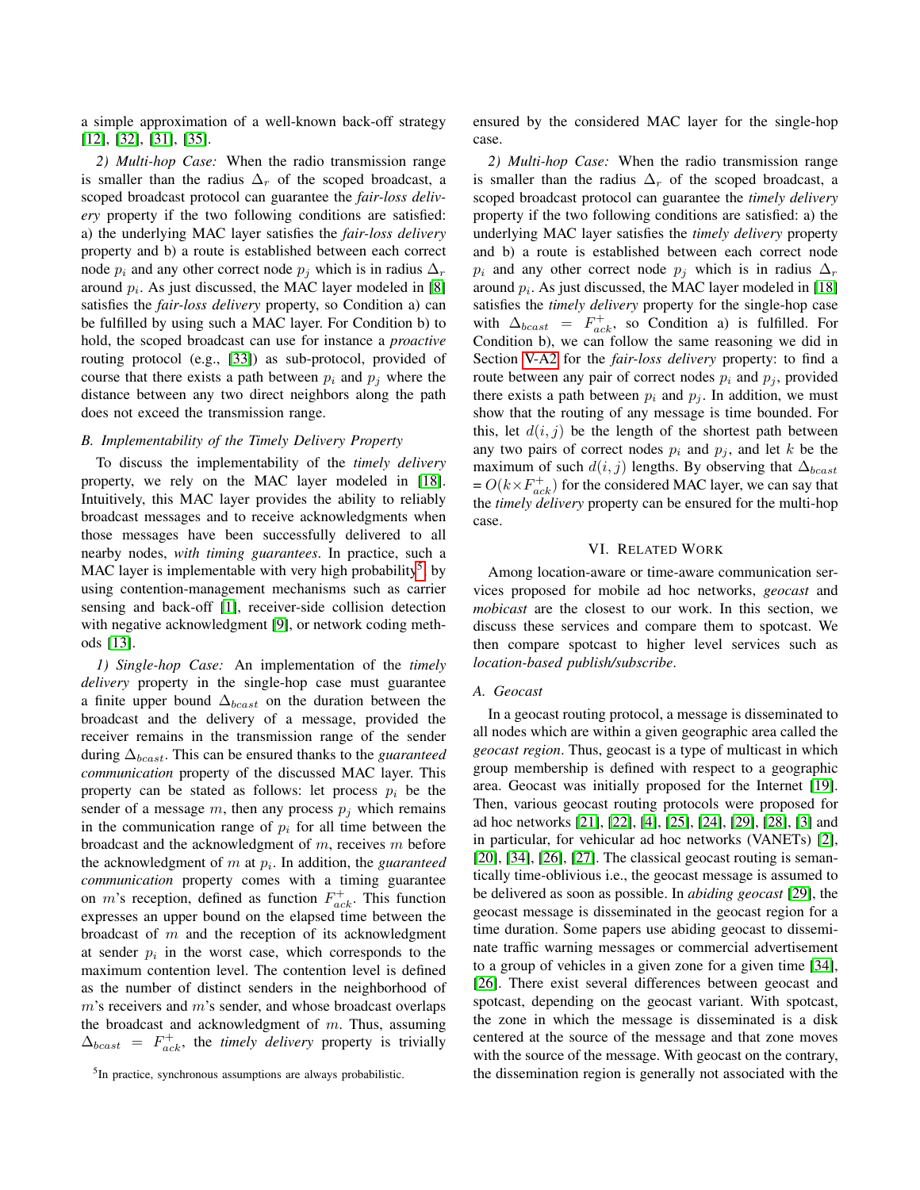a simple approximation of a well-known back-off strategy [12], [32], [31], [35].

*2) Multi-hop Case:* When the radio transmission range is smaller than the radius $\Delta_r$ of the scoped broadcast, a scoped broadcast protocol can guarantee the *fair-loss delivery* property if the two following conditions are satisfied: a) the underlying MAC layer satisfies the *fair-loss delivery* property and b) a route is established between each correct node $p_i$ and any other correct node $p_j$ which is in radius $\Delta_r$ around $p_i$. As just discussed, the MAC layer modeled in [8] satisfies the *fair-loss delivery* property, so Condition a) can be fulfilled by using such a MAC layer. For Condition b) to hold, the scoped broadcast can use for instance a *proactive* routing protocol (e.g., [33]) as sub-protocol, provided of course that there exists a path between $p_i$ and $p_j$ where the distance between any two direct neighbors along the path does not exceed the transmission range.

### B. Implementability of the Timely Delivery Property

To discuss the implementability of the *timely delivery* property, we rely on the MAC layer modeled in [18]. Intuitively, this MAC layer provides the ability to reliably broadcast messages and to receive acknowledgments when those messages have been successfully delivered to all nearby nodes, *with timing guarantees*. In practice, such a MAC layer is implementable with very high probability[5] by using contention-management mechanisms such as carrier sensing and back-off [1], receiver-side collision detection with negative acknowledgment [9], or network coding methods [13].

*1) Single-hop Case:* An implementation of the *timely delivery* property in the single-hop case must guarantee a finite upper bound $\Delta_{bcast}$ on the duration between the broadcast and the delivery of a message, provided the receiver remains in the transmission range of the sender during $\Delta_{bcast}$. This can be ensured thanks to the *guaranteed communication* property of the discussed MAC layer. This property can be stated as follows: let process $p_i$ be the sender of a message $m$, then any process $p_j$ which remains in the communication range of $p_i$ for all time between the broadcast and the acknowledgment of $m$, receives $m$ before the acknowledgment of $m$ at $p_i$. In addition, the *guaranteed communication* property comes with a timing guarantee on $m$'s reception, defined as function $F^+_{ack}$. This function expresses an upper bound on the elapsed time between the broadcast of $m$ and the reception of its acknowledgment at sender $p_i$ in the worst case, which corresponds to the maximum contention level. The contention level is defined as the number of distinct senders in the neighborhood of $m$'s receivers and $m$'s sender, and whose broadcast overlaps the broadcast and acknowledgment of $m$. Thus, assuming $\Delta_{bcast} = F^+_{ack}$, the *timely delivery* property is trivially ensured by the considered MAC layer for the single-hop case.

*2) Multi-hop Case:* When the radio transmission range is smaller than the radius $\Delta_r$ of the scoped broadcast, a scoped broadcast protocol can guarantee the *timely delivery* property if the two following conditions are satisfied: a) the underlying MAC layer satisfies the *timely delivery* property and b) a route is established between each correct node $p_i$ and any other correct node $p_j$ which is in radius $\Delta_r$ around $p_i$. As just discussed, the MAC layer modeled in [18] satisfies the *timely delivery* property for the single-hop case with $\Delta_{bcast} = F^+_{ack}$, so Condition a) is fulfilled. For Condition b), we can follow the same reasoning we did in Section V-A2 for the *fair-loss delivery* property: to find a route between any pair of correct nodes $p_i$ and $p_j$, provided there exists a path between $p_i$ and $p_j$. In addition, we must show that the routing of any message is time bounded. For this, let $d(i, j)$ be the length of the shortest path between any two pairs of correct nodes $p_i$ and $p_j$, and let $k$ be the maximum of such $d(i, j)$ lengths. By observing that $\Delta_{bcast} = O(k \times F^+_{ack})$ for the considered MAC layer, we can say that the *timely delivery* property can be ensured for the multi-hop case.

## VI. Related Work

Among location-aware or time-aware communication services proposed for mobile ad hoc networks, *geocast* and *mobicast* are the closest to our work. In this section, we discuss these services and compare them to spotcast. We then compare spotcast to higher level services such as *location-based publish/subscribe*.

### A. Geocast

In a geocast routing protocol, a message is disseminated to all nodes which are within a given geographic area called the *geocast region*. Thus, geocast is a type of multicast in which group membership is defined with respect to a geographic area. Geocast was initially proposed for the Internet [19]. Then, various geocast routing protocols were proposed for ad hoc networks [21], [22], [4], [25], [24], [29], [28], [3] and in particular, for vehicular ad hoc networks (VANETs) [2], [20], [34], [26], [27]. The classical geocast routing is semantically time-oblivious i.e., the geocast message is assumed to be delivered as soon as possible. In *abiding geocast* [29], the geocast message is disseminated in the geocast region for a time duration. Some papers use abiding geocast to disseminate traffic warning messages or commercial advertisement to a group of vehicles in a given zone for a given time [34], [26]. There exist several differences between geocast and spotcast, depending on the geocast variant. With spotcast, the zone in which the message is disseminated is a disk centered at the source of the message and that zone moves with the source of the message. With geocast on the contrary, the dissemination region is generally not associated with the

[5] In practice, synchronous assumptions are always probabilistic.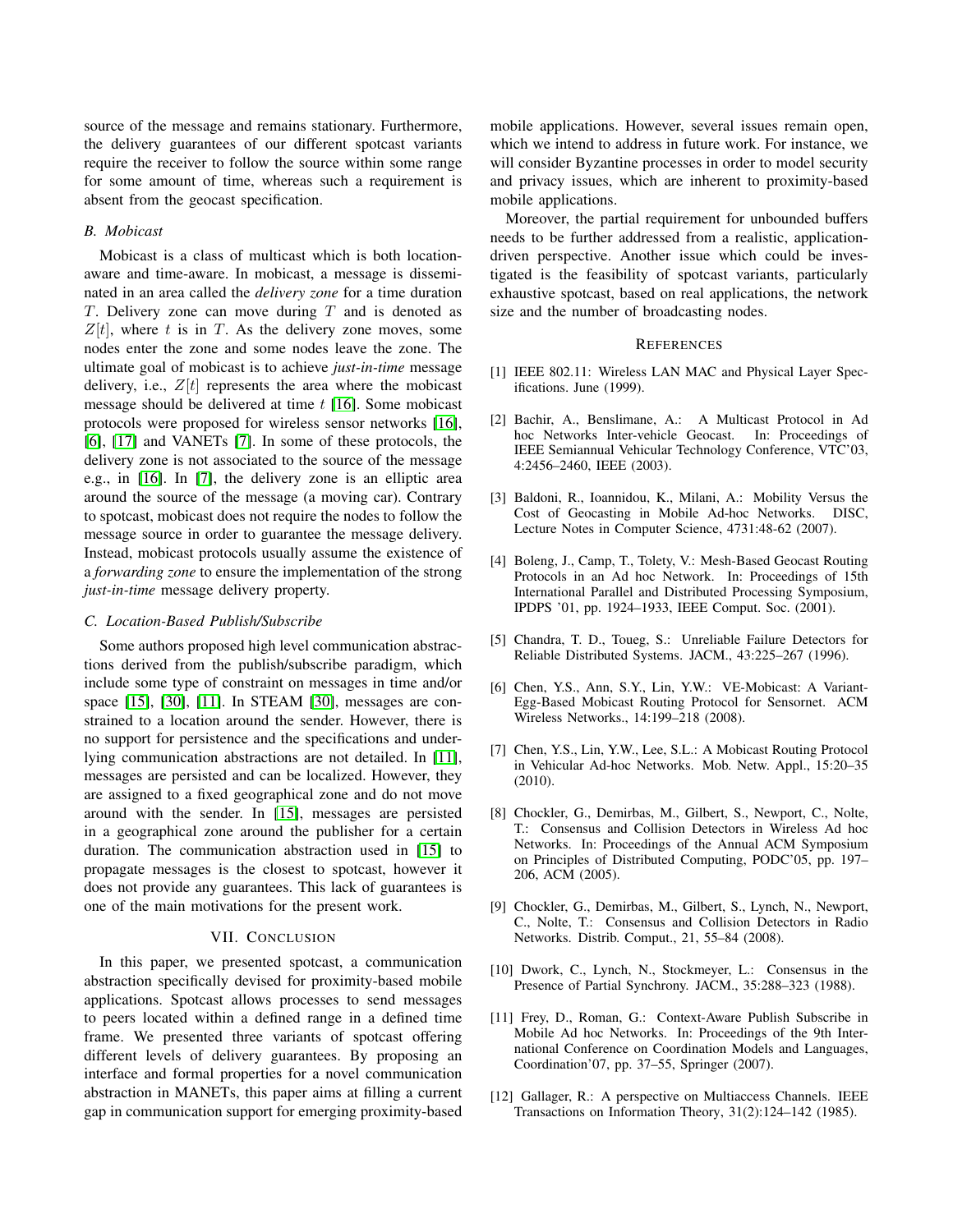source of the message and remains stationary. Furthermore, the delivery guarantees of our different spotcast variants require the receiver to follow the source within some range for some amount of time, whereas such a requirement is absent from the geocast specification.

### B. Mobicast

Mobicast is a class of multicast which is both location-aware and time-aware. In mobicast, a message is disseminated in an area called the *delivery zone* for a time duration $T$. Delivery zone can move during $T$ and is denoted as $Z[t]$, where $t$ is in $T$. As the delivery zone moves, some nodes enter the zone and some nodes leave the zone. The ultimate goal of mobicast is to achieve *just-in-time* message delivery, i.e., $Z[t]$ represents the area where the mobicast message should be delivered at time $t$ [16]. Some mobicast protocols were proposed for wireless sensor networks [16], [6], [17] and VANETs [7]. In some of these protocols, the delivery zone is not associated to the source of the message e.g., in [16]. In [7], the delivery zone is an elliptic area around the source of the message (a moving car). Contrary to spotcast, mobicast does not require the nodes to follow the message source in order to guarantee the message delivery. Instead, mobicast protocols usually assume the existence of a *forwarding zone* to ensure the implementation of the strong *just-in-time* message delivery property.

### C. Location-Based Publish/Subscribe

Some authors proposed high level communication abstractions derived from the publish/subscribe paradigm, which include some type of constraint on messages in time and/or space [15], [30], [11]. In STEAM [30], messages are constrained to a location around the sender. However, there is no support for persistence and the specifications and underlying communication abstractions are not detailed. In [11], messages are persisted and can be localized. However, they are assigned to a fixed geographical zone and do not move around with the sender. In [15], messages are persisted in a geographical zone around the publisher for a certain duration. The communication abstraction used in [15] to propagate messages is the closest to spotcast, however it does not provide any guarantees. This lack of guarantees is one of the main motivations for the present work.

## VII. Conclusion

In this paper, we presented spotcast, a communication abstraction specifically devised for proximity-based mobile applications. Spotcast allows processes to send messages to peers located within a defined range in a defined time frame. We presented three variants of spotcast offering different levels of delivery guarantees. By proposing an interface and formal properties for a novel communication abstraction in MANETs, this paper aims at filling a current gap in communication support for emerging proximity-based mobile applications. However, several issues remain open, which we intend to address in future work. For instance, we will consider Byzantine processes in order to model security and privacy issues, which are inherent to proximity-based mobile applications.

Moreover, the partial requirement for unbounded buffers needs to be further addressed from a realistic, application-driven perspective. Another issue which could be investigated is the feasibility of spotcast variants, particularly exhaustive spotcast, based on real applications, the network size and the number of broadcasting nodes.

## References

[1] IEEE 802.11: Wireless LAN MAC and Physical Layer Specifications. June (1999).

[2] Bachir, A., Benslimane, A.: A Multicast Protocol in Ad hoc Networks Inter-vehicle Geocast. In: Proceedings of IEEE Semiannual Vehicular Technology Conference, VTC'03, 4:2456–2460, IEEE (2003).

[3] Baldoni, R., Ioannidou, K., Milani, A.: Mobility Versus the Cost of Geocasting in Mobile Ad-hoc Networks. DISC, Lecture Notes in Computer Science, 4731:48-62 (2007).

[4] Boleng, J., Camp, T., Tolety, V.: Mesh-Based Geocast Routing Protocols in an Ad hoc Network. In: Proceedings of 15th International Parallel and Distributed Processing Symposium, IPDPS '01, pp. 1924–1933, IEEE Comput. Soc. (2001).

[5] Chandra, T. D., Toueg, S.: Unreliable Failure Detectors for Reliable Distributed Systems. JACM., 43:225–267 (1996).

[6] Chen, Y.S., Ann, S.Y., Lin, Y.W.: VE-Mobicast: A Variant-Egg-Based Mobicast Routing Protocol for Sensornet. ACM Wireless Networks., 14:199–218 (2008).

[7] Chen, Y.S., Lin, Y.W., Lee, S.L.: A Mobicast Routing Protocol in Vehicular Ad-hoc Networks. Mob. Netw. Appl., 15:20–35 (2010).

[8] Chockler, G., Demirbas, M., Gilbert, S., Newport, C., Nolte, T.: Consensus and Collision Detectors in Wireless Ad hoc Networks. In: Proceedings of the Annual ACM Symposium on Principles of Distributed Computing, PODC'05, pp. 197–206, ACM (2005).

[9] Chockler, G., Demirbas, M., Gilbert, S., Lynch, N., Newport, C., Nolte, T.: Consensus and Collision Detectors in Radio Networks. Distrib. Comput., 21, 55–84 (2008).

[10] Dwork, C., Lynch, N., Stockmeyer, L.: Consensus in the Presence of Partial Synchrony. JACM., 35:288–323 (1988).

[11] Frey, D., Roman, G.: Context-Aware Publish Subscribe in Mobile Ad hoc Networks. In: Proceedings of the 9th International Conference on Coordination Models and Languages, Coordination'07, pp. 37–55, Springer (2007).

[12] Gallager, R.: A perspective on Multiaccess Channels. IEEE Transactions on Information Theory, 31(2):124–142 (1985).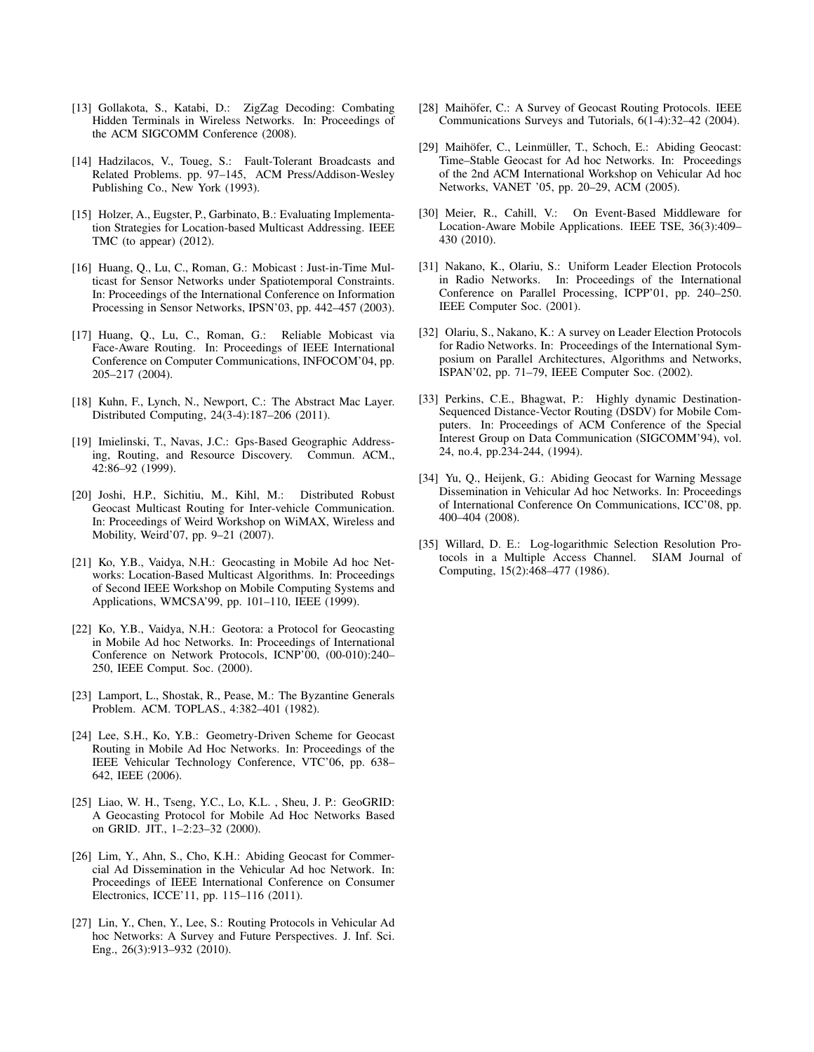[13] Gollakota, S., Katabi, D.: ZigZag Decoding: Combating Hidden Terminals in Wireless Networks. In: Proceedings of the ACM SIGCOMM Conference (2008).

[14] Hadzilacos, V., Toueg, S.: Fault-Tolerant Broadcasts and Related Problems. pp. 97–145, ACM Press/Addison-Wesley Publishing Co., New York (1993).

[15] Holzer, A., Eugster, P., Garbinato, B.: Evaluating Implementation Strategies for Location-based Multicast Addressing. IEEE TMC (to appear) (2012).

[16] Huang, Q., Lu, C., Roman, G.: Mobicast : Just-in-Time Multicast for Sensor Networks under Spatiotemporal Constraints. In: Proceedings of the International Conference on Information Processing in Sensor Networks, IPSN'03, pp. 442–457 (2003).

[17] Huang, Q., Lu, C., Roman, G.: Reliable Mobicast via Face-Aware Routing. In: Proceedings of IEEE International Conference on Computer Communications, INFOCOM'04, pp. 205–217 (2004).

[18] Kuhn, F., Lynch, N., Newport, C.: The Abstract Mac Layer. Distributed Computing, 24(3-4):187–206 (2011).

[19] Imielinski, T., Navas, J.C.: Gps-Based Geographic Addressing, Routing, and Resource Discovery. Commun. ACM., 42:86–92 (1999).

[20] Joshi, H.P., Sichitiu, M., Kihl, M.: Distributed Robust Geocast Multicast Routing for Inter-vehicle Communication. In: Proceedings of Weird Workshop on WiMAX, Wireless and Mobility, Weird'07, pp. 9–21 (2007).

[21] Ko, Y.B., Vaidya, N.H.: Geocasting in Mobile Ad hoc Networks: Location-Based Multicast Algorithms. In: Proceedings of Second IEEE Workshop on Mobile Computing Systems and Applications, WMCSA'99, pp. 101–110, IEEE (1999).

[22] Ko, Y.B., Vaidya, N.H.: Geotora: a Protocol for Geocasting in Mobile Ad hoc Networks. In: Proceedings of International Conference on Network Protocols, ICNP'00, (00-010):240–250, IEEE Comput. Soc. (2000).

[23] Lamport, L., Shostak, R., Pease, M.: The Byzantine Generals Problem. ACM. TOPLAS., 4:382–401 (1982).

[24] Lee, S.H., Ko, Y.B.: Geometry-Driven Scheme for Geocast Routing in Mobile Ad Hoc Networks. In: Proceedings of the IEEE Vehicular Technology Conference, VTC'06, pp. 638–642, IEEE (2006).

[25] Liao, W. H., Tseng, Y.C., Lo, K.L. , Sheu, J. P.: GeoGRID: A Geocasting Protocol for Mobile Ad Hoc Networks Based on GRID. JIT., 1–2:23–32 (2000).

[26] Lim, Y., Ahn, S., Cho, K.H.: Abiding Geocast for Commercial Ad Dissemination in the Vehicular Ad hoc Network. In: Proceedings of IEEE International Conference on Consumer Electronics, ICCE'11, pp. 115–116 (2011).

[27] Lin, Y., Chen, Y., Lee, S.: Routing Protocols in Vehicular Ad hoc Networks: A Survey and Future Perspectives. J. Inf. Sci. Eng., 26(3):913–932 (2010).

[28] Maihöfer, C.: A Survey of Geocast Routing Protocols. IEEE Communications Surveys and Tutorials, 6(1-4):32–42 (2004).

[29] Maihöfer, C., Leinmüller, T., Schoch, E.: Abiding Geocast: Time–Stable Geocast for Ad hoc Networks. In: Proceedings of the 2nd ACM International Workshop on Vehicular Ad hoc Networks, VANET '05, pp. 20–29, ACM (2005).

[30] Meier, R., Cahill, V.: On Event-Based Middleware for Location-Aware Mobile Applications. IEEE TSE, 36(3):409–430 (2010).

[31] Nakano, K., Olariu, S.: Uniform Leader Election Protocols in Radio Networks. In: Proceedings of the International Conference on Parallel Processing, ICPP'01, pp. 240–250. IEEE Computer Soc. (2001).

[32] Olariu, S., Nakano, K.: A survey on Leader Election Protocols for Radio Networks. In: Proceedings of the International Symposium on Parallel Architectures, Algorithms and Networks, ISPAN'02, pp. 71–79, IEEE Computer Soc. (2002).

[33] Perkins, C.E., Bhagwat, P.: Highly dynamic Destination-Sequenced Distance-Vector Routing (DSDV) for Mobile Computers. In: Proceedings of ACM Conference of the Special Interest Group on Data Communication (SIGCOMM'94), vol. 24, no.4, pp.234-244, (1994).

[34] Yu, Q., Heijenk, G.: Abiding Geocast for Warning Message Dissemination in Vehicular Ad hoc Networks. In: Proceedings of International Conference On Communications, ICC'08, pp. 400–404 (2008).

[35] Willard, D. E.: Log-logarithmic Selection Resolution Protocols in a Multiple Access Channel. SIAM Journal of Computing, 15(2):468–477 (1986).